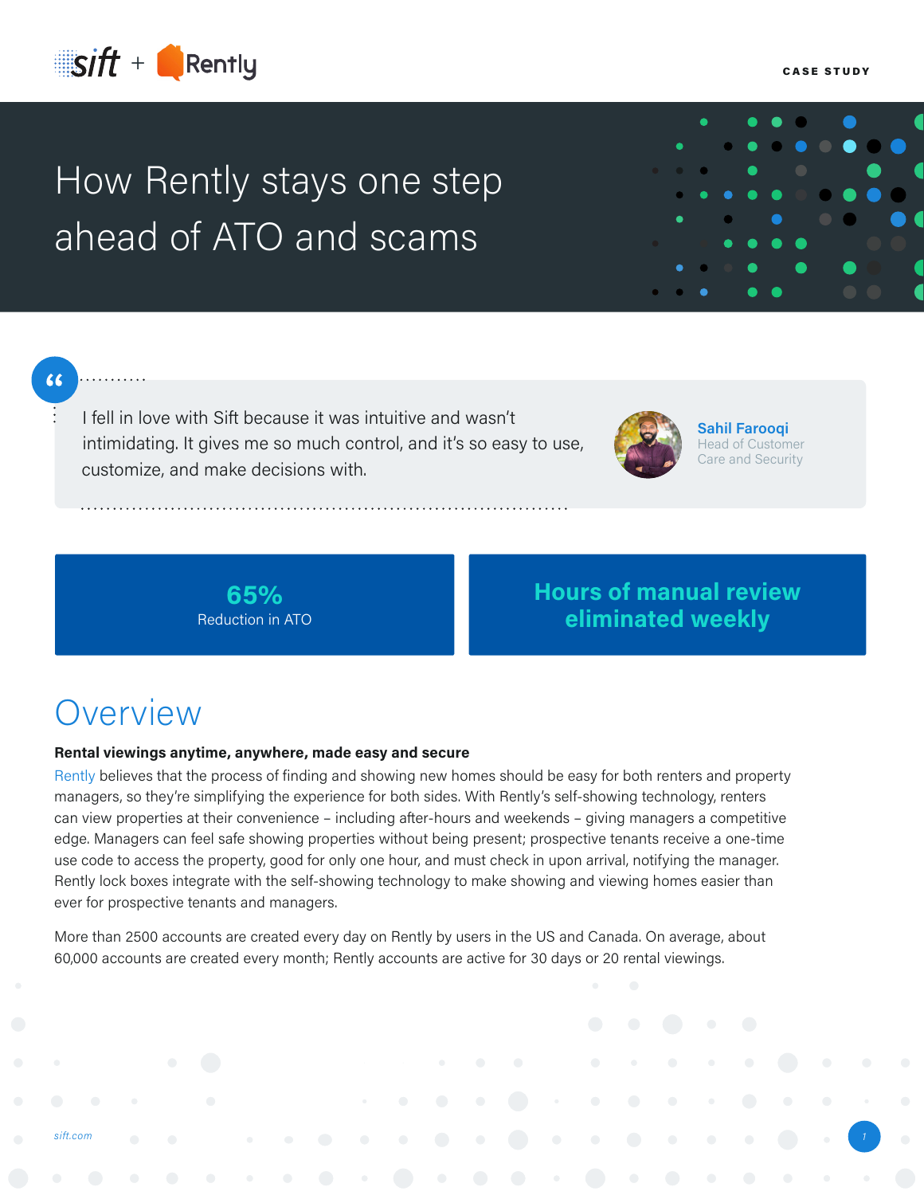sift + Rently

CASE STUDY

# How Rently stays one step ahead of ATO and scams

> I fell in love with Sift because it was intuitive and wasn't intimidating. It gives me so much control, and it's so easy to use, customize, and make decisions with.

**Sahil Farooqi**
Head of Customer Care and Security

**65%**
Reduction in ATO

**Hours of manual review eliminated weekly**

## Overview

**Rental viewings anytime, anywhere, made easy and secure**

Rently believes that the process of finding and showing new homes should be easy for both renters and property managers, so they're simplifying the experience for both sides. With Rently's self-showing technology, renters can view properties at their convenience – including after-hours and weekends – giving managers a competitive edge. Managers can feel safe showing properties without being present; prospective tenants receive a one-time use code to access the property, good for only one hour, and must check in upon arrival, notifying the manager. Rently lock boxes integrate with the self-showing technology to make showing and viewing homes easier than ever for prospective tenants and managers.

More than 2500 accounts are created every day on Rently by users in the US and Canada. On average, about 60,000 accounts are created every month; Rently accounts are active for 30 days or 20 rental viewings.

sift.com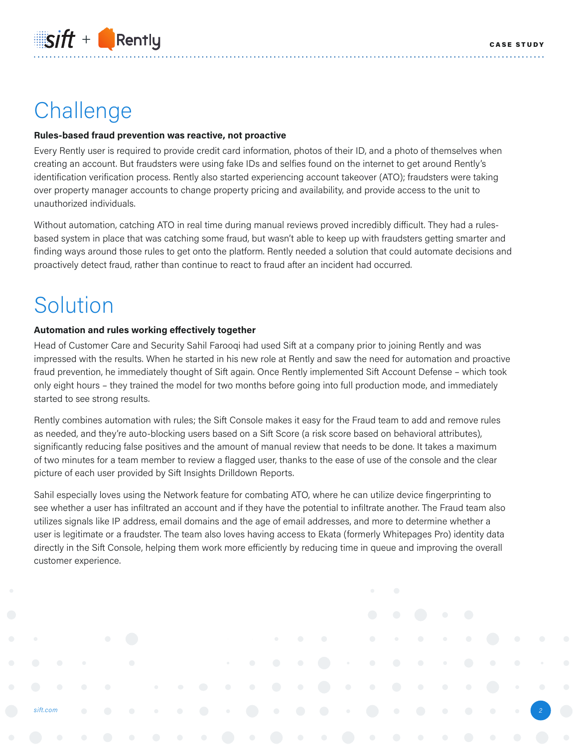# Challenge

**Rules-based fraud prevention was reactive, not proactive**

Every Rently user is required to provide credit card information, photos of their ID, and a photo of themselves when creating an account. But fraudsters were using fake IDs and selfies found on the internet to get around Rently's identification verification process. Rently also started experiencing account takeover (ATO); fraudsters were taking over property manager accounts to change property pricing and availability, and provide access to the unit to unauthorized individuals.

Without automation, catching ATO in real time during manual reviews proved incredibly difficult. They had a rules-based system in place that was catching some fraud, but wasn't able to keep up with fraudsters getting smarter and finding ways around those rules to get onto the platform. Rently needed a solution that could automate decisions and proactively detect fraud, rather than continue to react to fraud after an incident had occurred.

# Solution

**Automation and rules working effectively together**

Head of Customer Care and Security Sahil Farooqi had used Sift at a company prior to joining Rently and was impressed with the results. When he started in his new role at Rently and saw the need for automation and proactive fraud prevention, he immediately thought of Sift again. Once Rently implemented Sift Account Defense – which took only eight hours – they trained the model for two months before going into full production mode, and immediately started to see strong results.

Rently combines automation with rules; the Sift Console makes it easy for the Fraud team to add and remove rules as needed, and they're auto-blocking users based on a Sift Score (a risk score based on behavioral attributes), significantly reducing false positives and the amount of manual review that needs to be done. It takes a maximum of two minutes for a team member to review a flagged user, thanks to the ease of use of the console and the clear picture of each user provided by Sift Insights Drilldown Reports.

Sahil especially loves using the Network feature for combating ATO, where he can utilize device fingerprinting to see whether a user has infiltrated an account and if they have the potential to infiltrate another. The Fraud team also utilizes signals like IP address, email domains and the age of email addresses, and more to determine whether a user is legitimate or a fraudster. The team also loves having access to Ekata (formerly Whitepages Pro) identity data directly in the Sift Console, helping them work more efficiently by reducing time in queue and improving the overall customer experience.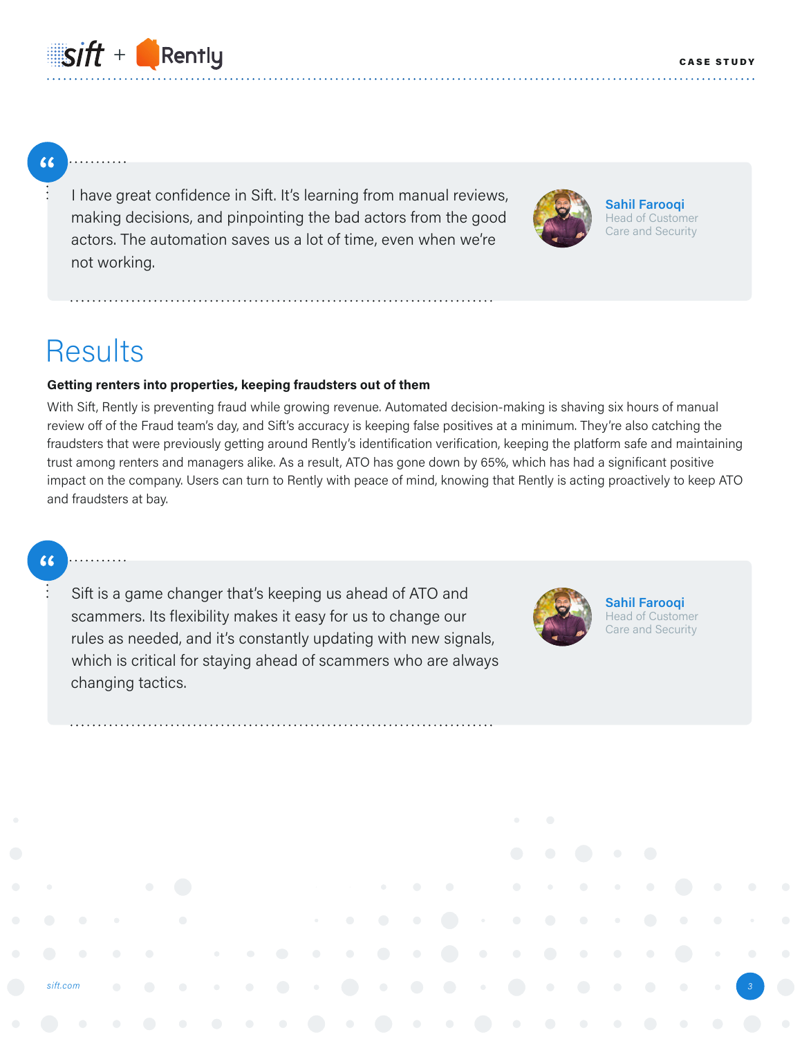> I have great confidence in Sift. It's learning from manual reviews, making decisions, and pinpointing the bad actors from the good actors. The automation saves us a lot of time, even when we're not working.
>
> **Sahil Farooqi**
> Head of Customer Care and Security

# Results

**Getting renters into properties, keeping fraudsters out of them**

With Sift, Rently is preventing fraud while growing revenue. Automated decision-making is shaving six hours of manual review off of the Fraud team's day, and Sift's accuracy is keeping false positives at a minimum. They're also catching the fraudsters that were previously getting around Rently's identification verification, keeping the platform safe and maintaining trust among renters and managers alike. As a result, ATO has gone down by 65%, which has had a significant positive impact on the company. Users can turn to Rently with peace of mind, knowing that Rently is acting proactively to keep ATO and fraudsters at bay.

> Sift is a game changer that's keeping us ahead of ATO and scammers. Its flexibility makes it easy for us to change our rules as needed, and it's constantly updating with new signals, which is critical for staying ahead of scammers who are always changing tactics.
>
> **Sahil Farooqi**
> Head of Customer Care and Security